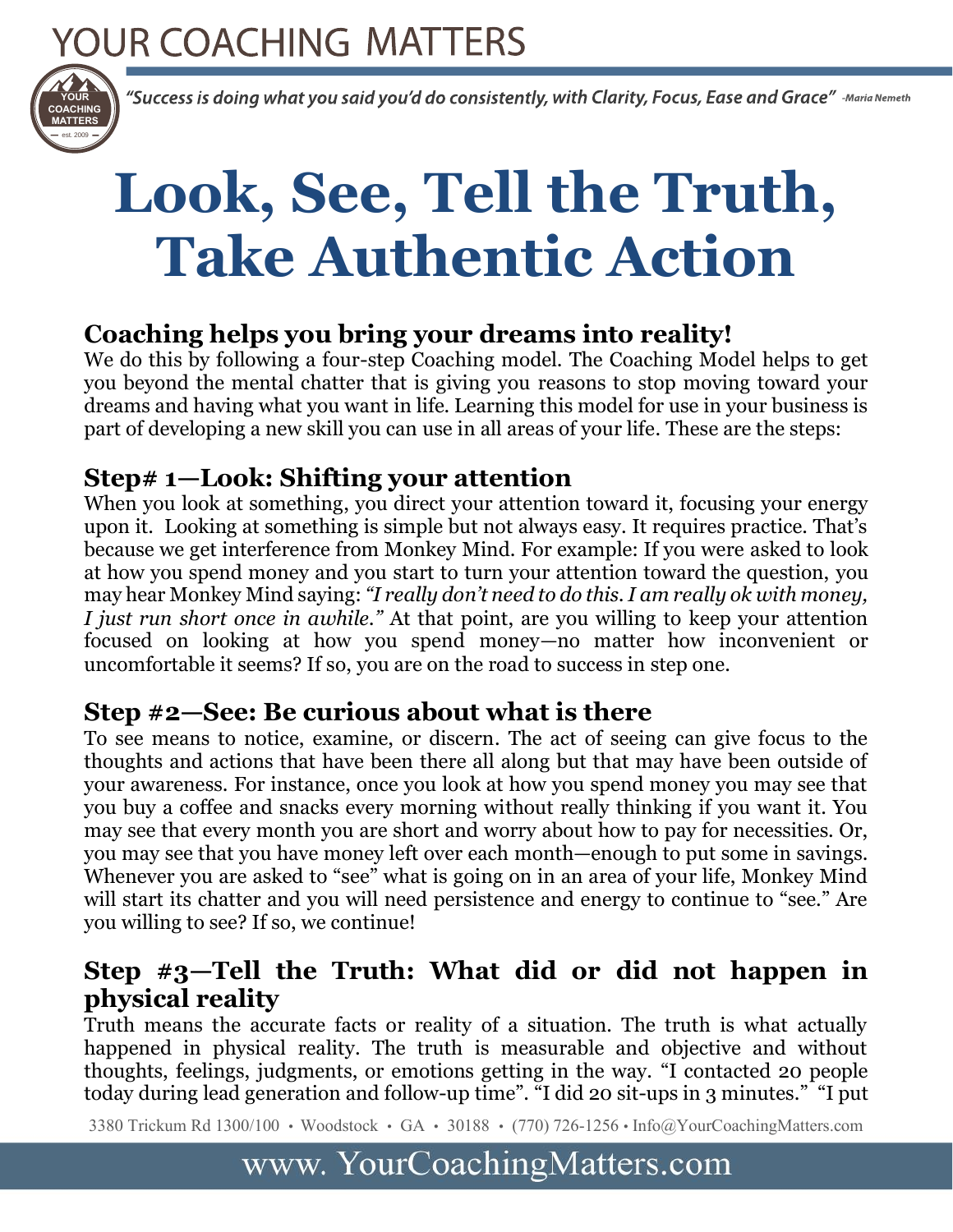# YOUR COACHING MATTERS

*"Success is doing what you said you'd do consistently, with Clarity, Focus, Ease and Grace"* -Maria Nemeth

# Look, See, Tell the Truth, Take Authentic Action

## Coaching helps you bring your dreams into reality!

We do this by following a four-step Coaching model. The Coaching Model helps to get you beyond the mental chatter that is giving you reasons to stop moving toward your dreams and having what you want in life. Learning this model for use in your business is part of developing a new skill you can use in all areas of your life. These are the steps:

## Step# 1—Look: Shifting your attention

When you look at something, you direct your attention toward it, focusing your energy upon it. Looking at something is simple but not always easy. It requires practice. That's because we get interference from Monkey Mind. For example: If you were asked to look at how you spend money and you start to turn your attention toward the question, you may hear Monkey Mind saying: *"I really don't need to do this. I am really ok with money, I just run short once in awhile."* At that point, are you willing to keep your attention focused on looking at how you spend money—no matter how inconvenient or uncomfortable it seems? If so, you are on the road to success in step one.

## Step #2—See: Be curious about what is there

To see means to notice, examine, or discern. The act of seeing can give focus to the thoughts and actions that have been there all along but that may have been outside of your awareness. For instance, once you look at how you spend money you may see that you buy a coffee and snacks every morning without really thinking if you want it. You may see that every month you are short and worry about how to pay for necessities. Or, you may see that you have money left over each month—enough to put some in savings. Whenever you are asked to "see" what is going on in an area of your life, Monkey Mind will start its chatter and you will need persistence and energy to continue to "see." Are you willing to see? If so, we continue!

## Step #3—Tell the Truth: What did or did not happen in physical reality

Truth means the accurate facts or reality of a situation. The truth is what actually happened in physical reality. The truth is measurable and objective and without thoughts, feelings, judgments, or emotions getting in the way. "I contacted 20 people today during lead generation and follow-up time". "I did 20 sit-ups in 3 minutes." "I put

3380 Trickum Rd 1300/100 • Woodstock • GA • 30188 • (770) 726-1256 • Info@YourCoachingMatters.com

www. YourCoachingMatters.com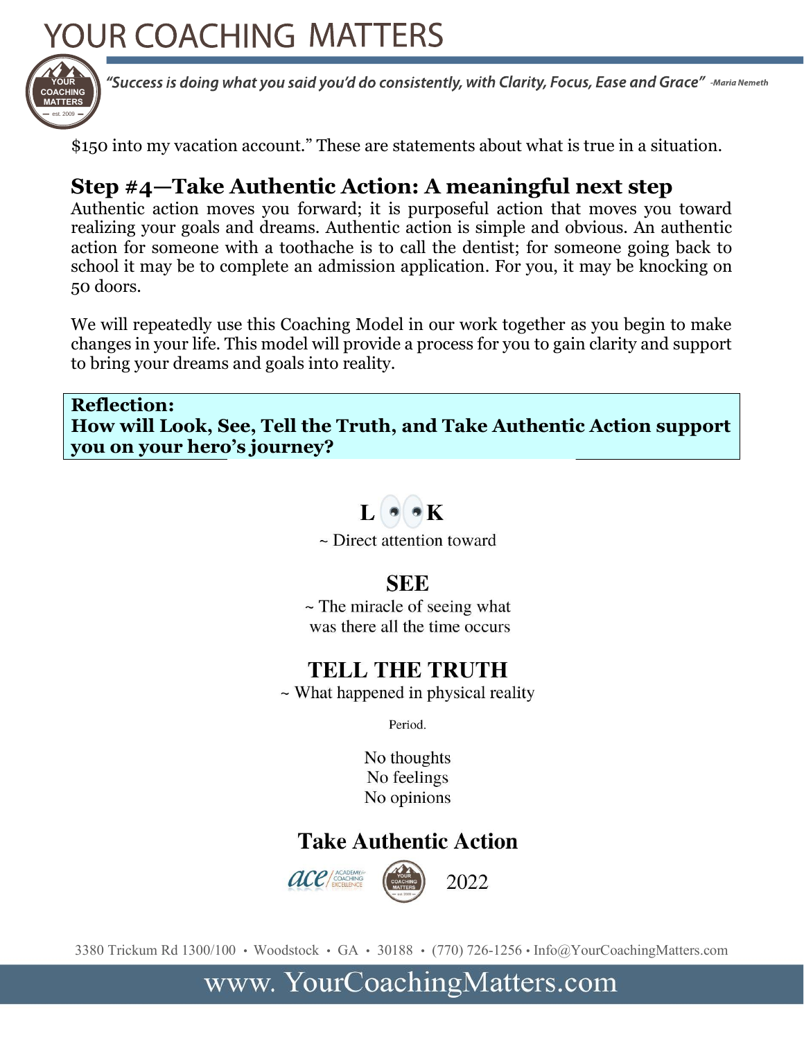$150 into my vacation account." These are statements about what is true in a situation.

## Step #4—Take Authentic Action: A meaningful next step

Authentic action moves you forward; it is purposeful action that moves you toward realizing your goals and dreams. Authentic action is simple and obvious. An authentic action for someone with a toothache is to call the dentist; for someone going back to school it may be to complete an admission application. For you, it may be knocking on 50 doors.

We will repeatedly use this Coaching Model in our work together as you begin to make changes in your life. This model will provide a process for you to gain clarity and support to bring your dreams and goals into reality.

**Reflection:**
**How will Look, See, Tell the Truth, and Take Authentic Action support you on your hero's journey?**

**LOOK**

~ Direct attention toward

**SEE**

~ The miracle of seeing what was there all the time occurs

**TELL THE TRUTH**

~ What happened in physical reality

Period.

No thoughts
No feelings
No opinions

**Take Authentic Action**

2022